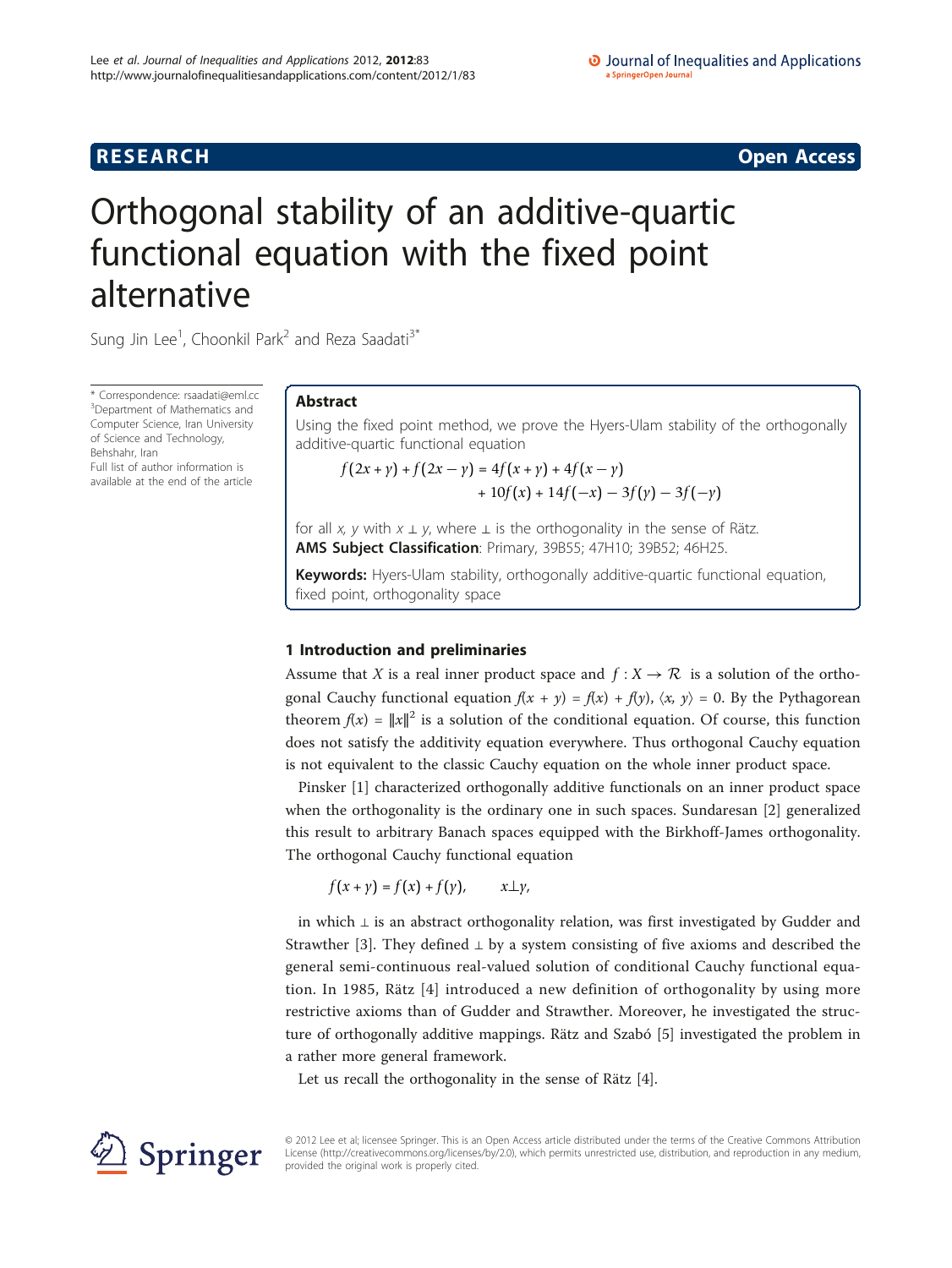**RESEARCH** **Open Access**

# Orthogonal stability of an additive-quartic functional equation with the fixed point alternative

Sung Jin Lee[1], Choonkil Park[2] and Reza Saadati[3*]

\* Correspondence: rsaadati@eml.cc
[3]Department of Mathematics and Computer Science, Iran University of Science and Technology, Behshahr, Iran
Full list of author information is available at the end of the article

## Abstract

Using the fixed point method, we prove the Hyers-Ulam stability of the orthogonally additive-quartic functional equation

$$\begin{aligned} f(2x+y)+f(2x-y) &= 4f(x+y)+4f(x-y) \\ &\quad +10f(x)+14f(-x)-3f(y)-3f(-y) \end{aligned}$$

for all $x$, $y$ with $x \perp y$, where $\perp$ is the orthogonality in the sense of Rätz.

**AMS Subject Classification**: Primary, 39B55; 47H10; 39B52; 46H25.

**Keywords:** Hyers-Ulam stability, orthogonally additive-quartic functional equation, fixed point, orthogonality space

## 1 Introduction and preliminaries

Assume that $X$ is a real inner product space and $f: X \to \mathcal{R}$ is a solution of the orthogonal Cauchy functional equation $f(x + y) = f(x) + f(y)$, $\langle x, y\rangle = 0$. By the Pythagorean theorem $f(x) = \|x\|^2$ is a solution of the conditional equation. Of course, this function does not satisfy the additivity equation everywhere. Thus orthogonal Cauchy equation is not equivalent to the classic Cauchy equation on the whole inner product space.

Pinsker [1] characterized orthogonally additive functionals on an inner product space when the orthogonality is the ordinary one in such spaces. Sundaresan [2] generalized this result to arbitrary Banach spaces equipped with the Birkhoff-James orthogonality. The orthogonal Cauchy functional equation

$$f(x+y)=f(x)+f(y), \qquad x \perp y,$$

in which $\perp$ is an abstract orthogonality relation, was first investigated by Gudder and Strawther [3]. They defined $\perp$ by a system consisting of five axioms and described the general semi-continuous real-valued solution of conditional Cauchy functional equation. In 1985, Rätz [4] introduced a new definition of orthogonality by using more restrictive axioms than of Gudder and Strawther. Moreover, he investigated the structure of orthogonally additive mappings. Rätz and Szabó [5] investigated the problem in a rather more general framework.

Let us recall the orthogonality in the sense of Rätz [4].

© 2012 Lee et al; licensee Springer. This is an Open Access article distributed under the terms of the Creative Commons Attribution License (http://creativecommons.org/licenses/by/2.0), which permits unrestricted use, distribution, and reproduction in any medium, provided the original work is properly cited.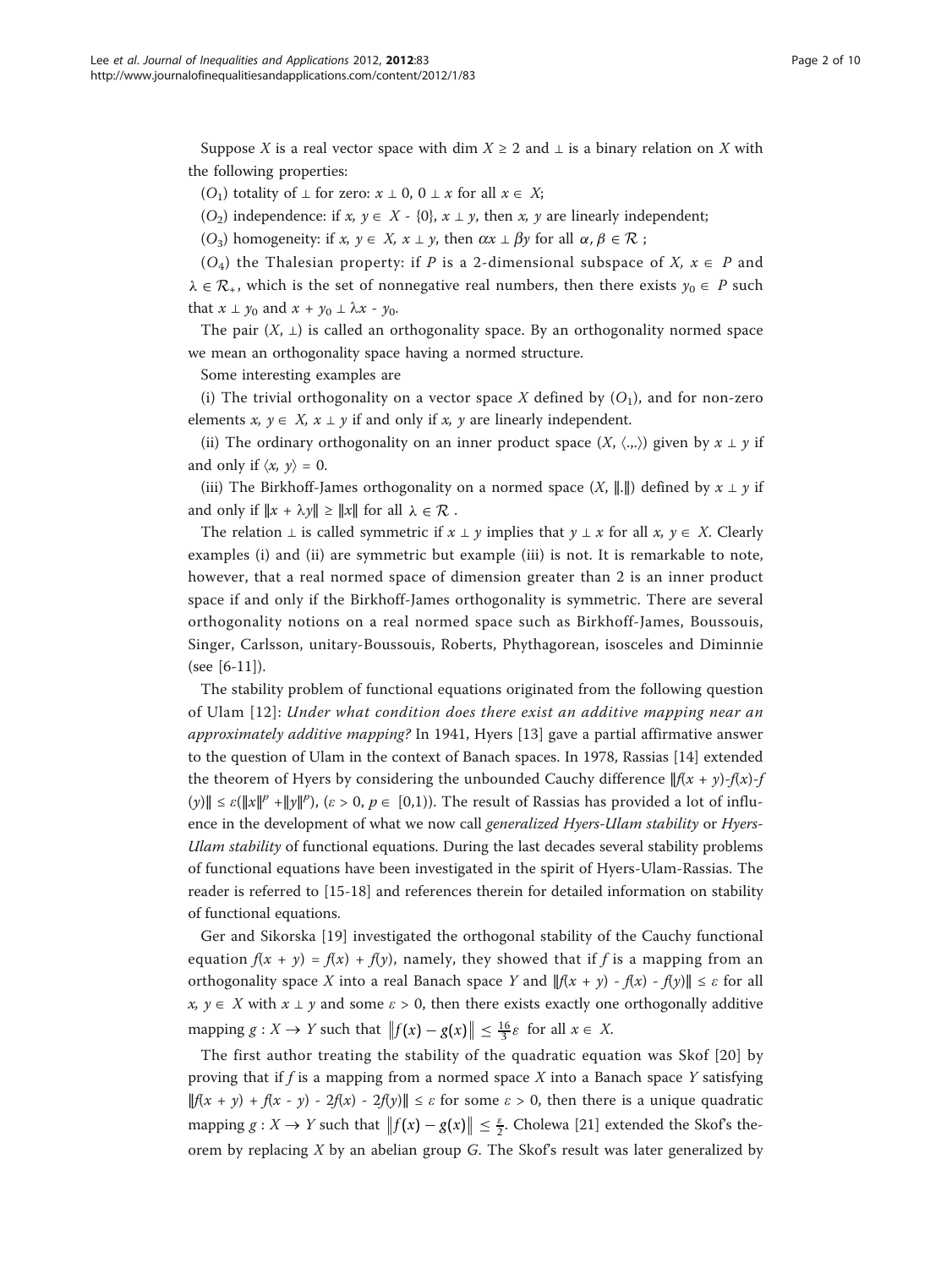Suppose $X$ is a real vector space with $\dim X \geq 2$ and $\perp$ is a binary relation on $X$ with the following properties:

($O_1$) totality of $\perp$ for zero: $x \perp 0$, $0 \perp x$ for all $x \in X$;

($O_2$) independence: if $x, y \in X - \{0\}$, $x \perp y$, then $x$, $y$ are linearly independent;

($O_3$) homogeneity: if $x, y \in X$, $x \perp y$, then $\alpha x \perp \beta y$ for all $\alpha, \beta \in \mathcal{R}$ ;

($O_4$) the Thalesian property: if $P$ is a 2-dimensional subspace of $X$, $x \in P$ and $\lambda \in \mathcal{R}_+$, which is the set of nonnegative real numbers, then there exists $y_0 \in P$ such that $x \perp y_0$ and $x + y_0 \perp \lambda x - y_0$.

The pair $(X, \perp)$ is called an orthogonality space. By an orthogonality normed space we mean an orthogonality space having a normed structure.

Some interesting examples are

(i) The trivial orthogonality on a vector space $X$ defined by ($O_1$), and for non-zero elements $x, y \in X$, $x \perp y$ if and only if $x$, $y$ are linearly independent.

(ii) The ordinary orthogonality on an inner product space $(X, \langle .,. \rangle)$ given by $x \perp y$ if and only if $\langle x, y \rangle = 0$.

(iii) The Birkhoff-James orthogonality on a normed space $(X, \|.\|)$ defined by $x \perp y$ if and only if $\|x + \lambda y\| \geq \|x\|$ for all $\lambda \in \mathcal{R}$ .

The relation $\perp$ is called symmetric if $x \perp y$ implies that $y \perp x$ for all $x, y \in X$. Clearly examples (i) and (ii) are symmetric but example (iii) is not. It is remarkable to note, however, that a real normed space of dimension greater than 2 is an inner product space if and only if the Birkhoff-James orthogonality is symmetric. There are several orthogonality notions on a real normed space such as Birkhoff-James, Boussouis, Singer, Carlsson, unitary-Boussouis, Roberts, Phythagorean, isosceles and Diminnie (see [6-11]).

The stability problem of functional equations originated from the following question of Ulam [12]: *Under what condition does there exist an additive mapping near an approximately additive mapping?* In 1941, Hyers [13] gave a partial affirmative answer to the question of Ulam in the context of Banach spaces. In 1978, Rassias [14] extended the theorem of Hyers by considering the unbounded Cauchy difference $\|f(x + y) - f(x) - f(y)\| \leq \varepsilon(\|x\|^p + \|y\|^p)$, ($\varepsilon > 0$, $p \in [0,1)$). The result of Rassias has provided a lot of influence in the development of what we now call *generalized Hyers-Ulam stability* or *Hyers-Ulam stability* of functional equations. During the last decades several stability problems of functional equations have been investigated in the spirit of Hyers-Ulam-Rassias. The reader is referred to [15-18] and references therein for detailed information on stability of functional equations.

Ger and Sikorska [19] investigated the orthogonal stability of the Cauchy functional equation $f(x + y) = f(x) + f(y)$, namely, they showed that if $f$ is a mapping from an orthogonality space $X$ into a real Banach space $Y$ and $\|f(x + y) - f(x) - f(y)\| \leq \varepsilon$ for all $x, y \in X$ with $x \perp y$ and some $\varepsilon > 0$, then there exists exactly one orthogonally additive mapping $g : X \to Y$ such that $\|f(x) - g(x)\| \leq \frac{16}{3}\varepsilon$ for all $x \in X$.

The first author treating the stability of the quadratic equation was Skof [20] by proving that if $f$ is a mapping from a normed space $X$ into a Banach space $Y$ satisfying $\|f(x + y) + f(x - y) - 2f(x) - 2f(y)\| \leq \varepsilon$ for some $\varepsilon > 0$, then there is a unique quadratic mapping $g : X \to Y$ such that $\|f(x) - g(x)\| \leq \frac{\varepsilon}{2}$. Cholewa [21] extended the Skof's theorem by replacing $X$ by an abelian group $G$. The Skof's result was later generalized by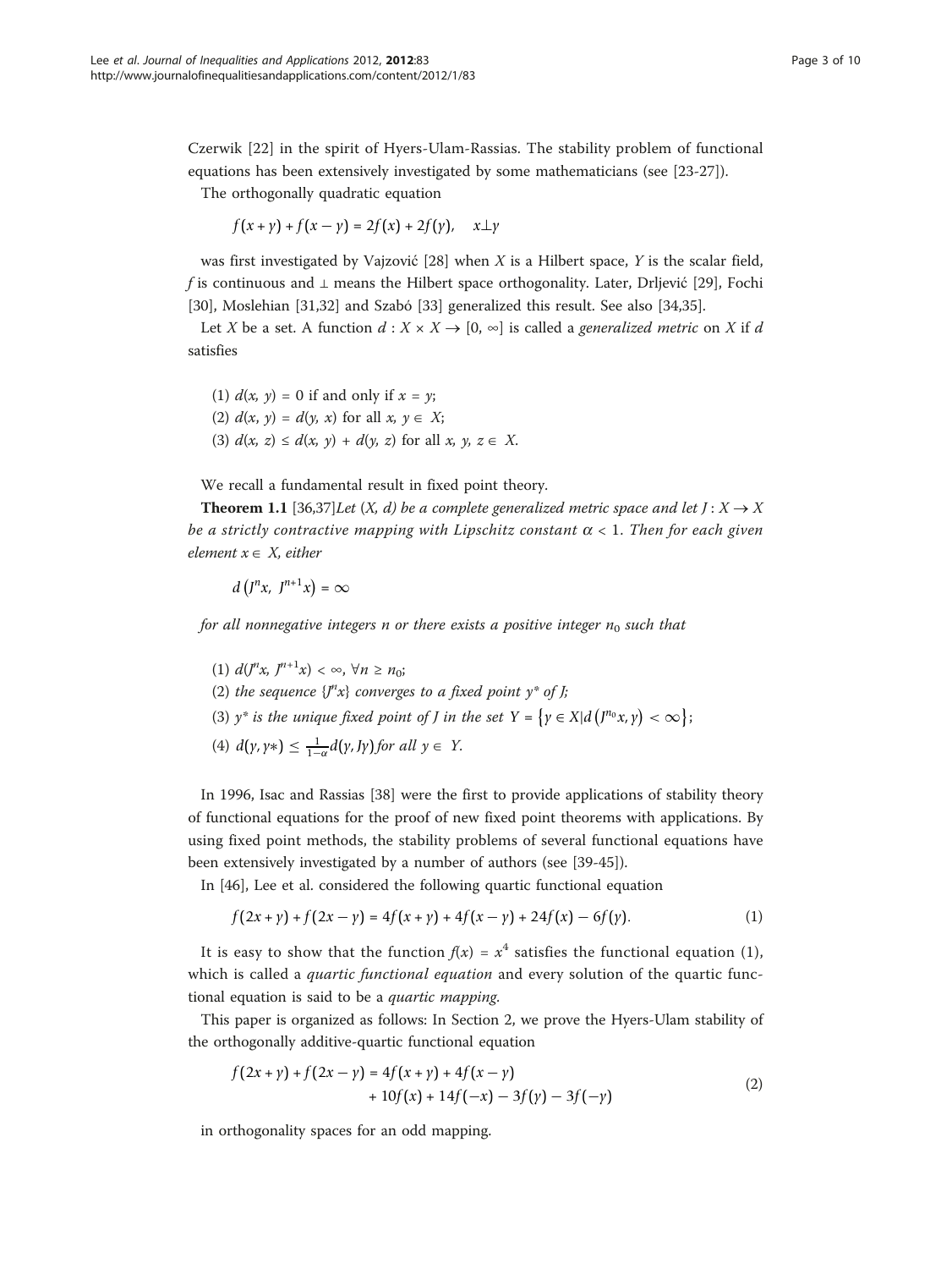Czerwik [22] in the spirit of Hyers-Ulam-Rassias. The stability problem of functional equations has been extensively investigated by some mathematicians (see [23-27]).

The orthogonally quadratic equation

$$f(x+y) + f(x-y) = 2f(x) + 2f(y), \quad x \perp y$$

was first investigated by Vajzović [28] when $X$ is a Hilbert space, $Y$ is the scalar field, $f$ is continuous and $\perp$ means the Hilbert space orthogonality. Later, Drljević [29], Fochi [30], Moslehian [31,32] and Szabó [33] generalized this result. See also [34,35].

Let $X$ be a set. A function $d : X \times X \to [0, \infty]$ is called a *generalized metric* on $X$ if $d$ satisfies

(1) $d(x, y) = 0$ if and only if $x = y$;
(2) $d(x, y) = d(y, x)$ for all $x, y \in X$;
(3) $d(x, z) \leq d(x, y) + d(y, z)$ for all $x, y, z \in X$.

We recall a fundamental result in fixed point theory.

**Theorem 1.1** [36,37]*Let $(X, d)$ be a complete generalized metric space and let $J : X \to X$ be a strictly contractive mapping with Lipschitz constant $\alpha < 1$. Then for each given element $x \in X$, either*

$$d\left(J^n x, J^{n+1} x\right) = \infty$$

*for all nonnegative integers $n$ or there exists a positive integer $n_0$ such that*

(1) $d(J^n x, J^{n+1} x) < \infty, \forall n \geq n_0$;
(2) *the sequence $\{J^n x\}$ converges to a fixed point $y^*$ of $J$;*
(3) *$y^*$ is the unique fixed point of $J$ in the set $Y = \left\{y \in X | d\left(J^{n_0} x, y\right) < \infty\right\}$;*
(4) $d(y, y*) \leq \frac{1}{1-\alpha} d(y, Jy)$ *for all $y \in Y$.*

In 1996, Isac and Rassias [38] were the first to provide applications of stability theory of functional equations for the proof of new fixed point theorems with applications. By using fixed point methods, the stability problems of several functional equations have been extensively investigated by a number of authors (see [39-45]).

In [46], Lee et al. considered the following quartic functional equation

$$f(2x+y) + f(2x-y) = 4f(x+y) + 4f(x-y) + 24f(x) - 6f(y). \tag{1}$$

It is easy to show that the function $f(x) = x^4$ satisfies the functional equation (1), which is called a *quartic functional equation* and every solution of the quartic functional equation is said to be a *quartic mapping*.

This paper is organized as follows: In Section 2, we prove the Hyers-Ulam stability of the orthogonally additive-quartic functional equation

$$\begin{aligned} f(2x+y) + f(2x-y) = & \; 4f(x+y) + 4f(x-y) \\ & + 10f(x) + 14f(-x) - 3f(y) - 3f(-y) \end{aligned} \tag{2}$$

in orthogonality spaces for an odd mapping.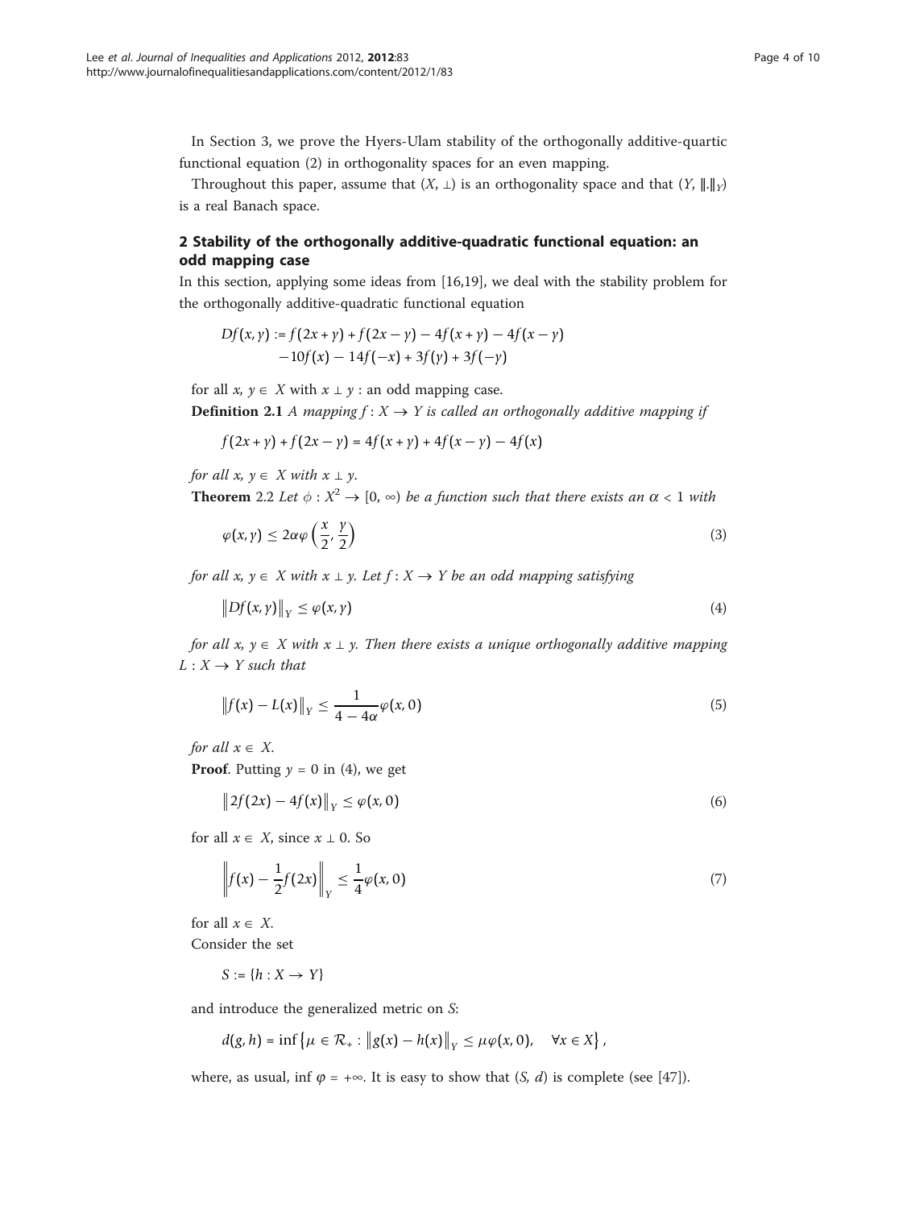In Section 3, we prove the Hyers-Ulam stability of the orthogonally additive-quartic functional equation (2) in orthogonality spaces for an even mapping.

Throughout this paper, assume that $(X, \perp)$ is an orthogonality space and that $(Y, \|.\|_Y)$ is a real Banach space.

## 2 Stability of the orthogonally additive-quadratic functional equation: an odd mapping case

In this section, applying some ideas from [16,19], we deal with the stability problem for the orthogonally additive-quadratic functional equation

$$\begin{aligned} Df(x,y) &:= f(2x+y) + f(2x-y) - 4f(x+y) - 4f(x-y) \\ &\quad -10f(x) - 14f(-x) + 3f(y) + 3f(-y) \end{aligned}$$

for all $x, y \in X$ with $x \perp y$ : an odd mapping case.

**Definition 2.1** *A mapping $f : X \to Y$ is called an orthogonally additive mapping if*

$$f(2x+y) + f(2x-y) = 4f(x+y) + 4f(x-y) - 4f(x)$$

*for all $x, y \in X$ with $x \perp y$.*

**Theorem** 2.2 *Let $\phi : X^2 \to [0, \infty)$ be a function such that there exists an $\alpha < 1$ with*

$$\varphi(x,y) \le 2\alpha\varphi\left(\frac{x}{2}, \frac{y}{2}\right) \tag{3}$$

*for all $x, y \in X$ with $x \perp y$. Let $f : X \to Y$ be an odd mapping satisfying*

$$\|Df(x,y)\|_Y \le \varphi(x,y) \tag{4}$$

*for all $x, y \in X$ with $x \perp y$. Then there exists a unique orthogonally additive mapping $L : X \to Y$ such that*

$$\|f(x) - L(x)\|_Y \le \frac{1}{4-4\alpha}\varphi(x,0) \tag{5}$$

*for all $x \in X$.*

**Proof**. Putting $y = 0$ in (4), we get

$$\|2f(2x) - 4f(x)\|_Y \le \varphi(x,0) \tag{6}$$

for all $x \in X$, since $x \perp 0$. So

$$\left\|f(x) - \frac{1}{2}f(2x)\right\|_Y \le \frac{1}{4}\varphi(x,0) \tag{7}$$

for all $x \in X$.

Consider the set

$$S := \{h : X \to Y\}$$

and introduce the generalized metric on $S$:

$$d(g,h) = \inf\left\{\mu \in \mathcal{R}_+ : \|g(x) - h(x)\|_Y \le \mu\varphi(x,0), \quad \forall x \in X\right\},$$

where, as usual, $\inf \varphi = +\infty$. It is easy to show that $(S, d)$ is complete (see [47]).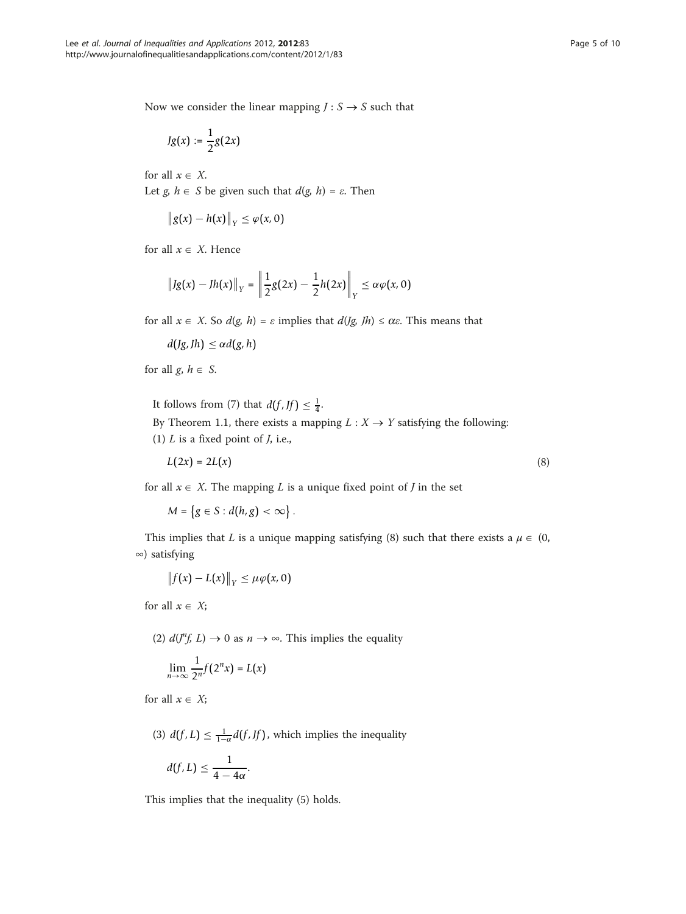Now we consider the linear mapping $J : S \to S$ such that

$$Jg(x) := \frac{1}{2}g(2x)$$

for all $x \in X$.

Let $g, h \in S$ be given such that $d(g, h) = \varepsilon$. Then

$$\|g(x) - h(x)\|_Y \leq \varphi(x, 0)$$

for all $x \in X$. Hence

$$\|Jg(x) - Jh(x)\|_Y = \left\|\frac{1}{2}g(2x) - \frac{1}{2}h(2x)\right\|_Y \leq \alpha\varphi(x, 0)$$

for all $x \in X$. So $d(g, h) = \varepsilon$ implies that $d(Jg, Jh) \leq \alpha\varepsilon$. This means that

$$d(Jg, Jh) \leq \alpha d(g, h)$$

for all $g, h \in S$.

It follows from (7) that $d(f, Jf) \leq \frac{1}{4}$.

By Theorem 1.1, there exists a mapping $L : X \to Y$ satisfying the following:

(1) $L$ is a fixed point of $J$, i.e.,

$$L(2x) = 2L(x) \tag{8}$$

for all $x \in X$. The mapping $L$ is a unique fixed point of $J$ in the set

$$M = \{g \in S : d(h, g) < \infty\}.$$

This implies that $L$ is a unique mapping satisfying (8) such that there exists a $\mu \in (0, \infty)$ satisfying

$$\|f(x) - L(x)\|_Y \leq \mu\varphi(x, 0)$$

for all $x \in X$;

(2) $d(J^n f, L) \to 0$ as $n \to \infty$. This implies the equality

$$\lim_{n\to\infty} \frac{1}{2^n} f(2^n x) = L(x)$$

for all $x \in X$;

(3) $d(f, L) \leq \frac{1}{1-\alpha}d(f, Jf)$, which implies the inequality

$$d(f, L) \leq \frac{1}{4 - 4\alpha}.$$

This implies that the inequality (5) holds.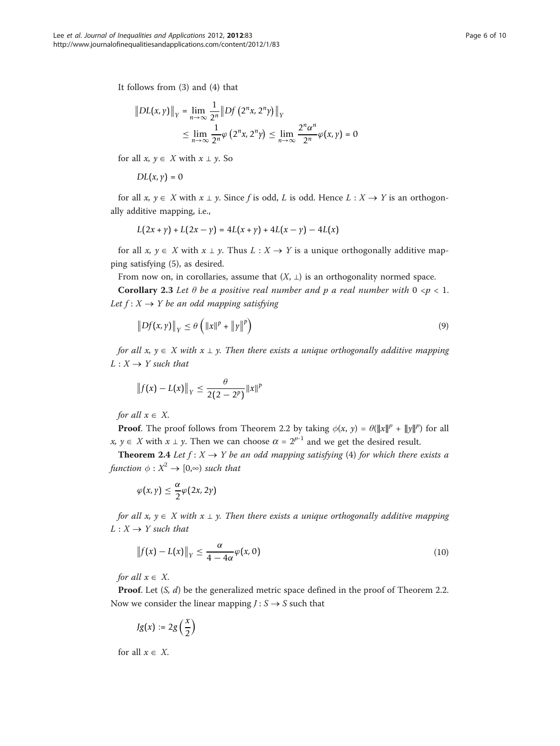It follows from (3) and (4) that

$$\begin{aligned}\|DL(x,y)\|_Y &= \lim_{n\to\infty}\frac{1}{2^n}\left\|Df\left(2^n x, 2^n y\right)\right\|_Y \\ &\le \lim_{n\to\infty}\frac{1}{2^n}\varphi\left(2^n x, 2^n y\right) \le \lim_{n\to\infty}\frac{2^n\alpha^n}{2^n}\varphi(x,y) = 0\end{aligned}$$

for all $x, y \in X$ with $x \perp y$. So

$$DL(x,y) = 0$$

for all $x, y \in X$ with $x \perp y$. Since $f$ is odd, $L$ is odd. Hence $L : X \to Y$ is an orthogonally additive mapping, i.e.,

$$L(2x+y) + L(2x-y) = 4L(x+y) + 4L(x-y) - 4L(x)$$

for all $x, y \in X$ with $x \perp y$. Thus $L : X \to Y$ is a unique orthogonally additive mapping satisfying (5), as desired.

From now on, in corollaries, assume that $(X, \perp)$ is an orthogonality normed space.

**Corollary 2.3** *Let $\theta$ be a positive real number and $p$ a real number with $0 < p < 1$. Let $f : X \to Y$ be an odd mapping satisfying*

$$\|Df(x,y)\|_Y \le \theta\left(\|x\|^p + \|y\|^p\right) \tag{9}$$

*for all $x, y \in X$ with $x \perp y$. Then there exists a unique orthogonally additive mapping $L : X \to Y$ such that*

$$\|f(x) - L(x)\|_Y \le \frac{\theta}{2(2-2^p)}\|x\|^p$$

*for all $x \in X$.*

**Proof**. The proof follows from Theorem 2.2 by taking $\phi(x, y) = \theta(\|x\|^p + \|y\|^p)$ for all $x, y \in X$ with $x \perp y$. Then we can choose $\alpha = 2^{p-1}$ and we get the desired result.

**Theorem 2.4** *Let $f : X \to Y$ be an odd mapping satisfying* (4) *for which there exists a function $\phi : X^2 \to [0,\infty)$ such that*

$$\varphi(x,y) \le \frac{\alpha}{2}\varphi(2x, 2y)$$

*for all $x, y \in X$ with $x \perp y$. Then there exists a unique orthogonally additive mapping $L : X \to Y$ such that*

$$\|f(x) - L(x)\|_Y \le \frac{\alpha}{4-4\alpha}\varphi(x, 0) \tag{10}$$

*for all $x \in X$.*

**Proof**. Let $(S, d)$ be the generalized metric space defined in the proof of Theorem 2.2. Now we consider the linear mapping $J : S \to S$ such that

$$Jg(x) := 2g\left(\frac{x}{2}\right)$$

for all $x \in X$.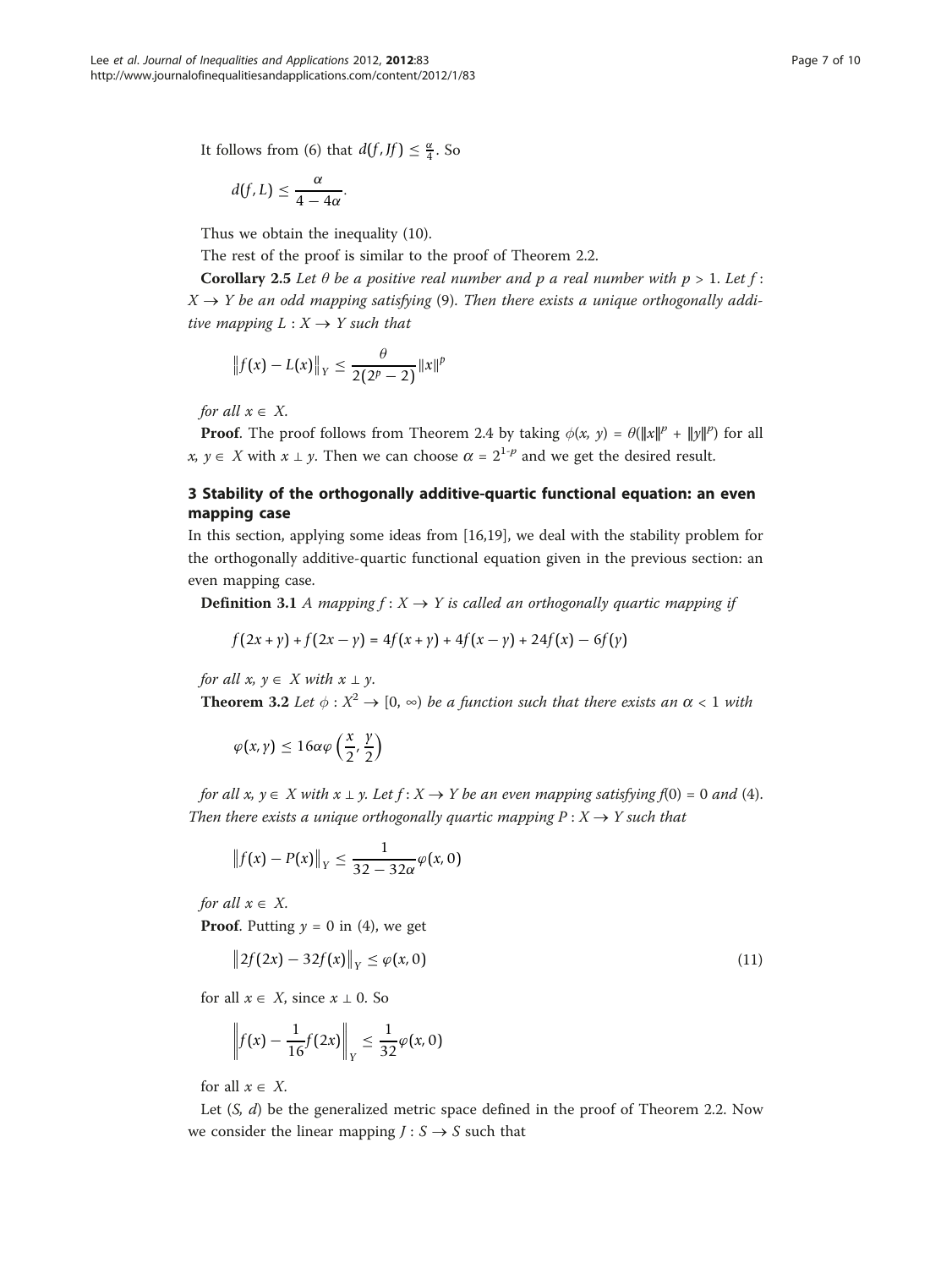It follows from (6) that $d(f, Jf) \leq \frac{\alpha}{4}$. So

$$d(f, L) \leq \frac{\alpha}{4 - 4\alpha}.$$

Thus we obtain the inequality (10).

The rest of the proof is similar to the proof of Theorem 2.2.

**Corollary 2.5** *Let $\theta$ be a positive real number and $p$ a real number with $p > 1$. Let $f : X \to Y$ be an odd mapping satisfying* (9). *Then there exists a unique orthogonally additive mapping $L : X \to Y$ such that*

$$\|f(x) - L(x)\|_Y \leq \frac{\theta}{2(2^p - 2)} \|x\|^p$$

*for all $x \in X$.*

**Proof**. The proof follows from Theorem 2.4 by taking $\phi(x, y) = \theta(\|x\|^p + \|y\|^p)$ for all $x, y \in X$ with $x \perp y$. Then we can choose $\alpha = 2^{1-p}$ and we get the desired result.

## 3 Stability of the orthogonally additive-quartic functional equation: an even mapping case

In this section, applying some ideas from [16,19], we deal with the stability problem for the orthogonally additive-quartic functional equation given in the previous section: an even mapping case.

**Definition 3.1** *A mapping $f : X \to Y$ is called an orthogonally quartic mapping if*

$$f(2x + y) + f(2x - y) = 4f(x + y) + 4f(x - y) + 24f(x) - 6f(y)$$

*for all $x, y \in X$ with $x \perp y$.*

**Theorem 3.2** *Let $\phi : X^2 \to [0, \infty)$ be a function such that there exists an $\alpha < 1$ with*

$$\varphi(x, y) \leq 16\alpha\varphi\left(\frac{x}{2}, \frac{y}{2}\right)$$

*for all $x, y \in X$ with $x \perp y$. Let $f : X \to Y$ be an even mapping satisfying $f(0) = 0$ and* (4). *Then there exists a unique orthogonally quartic mapping $P : X \to Y$ such that*

$$\|f(x) - P(x)\|_Y \leq \frac{1}{32 - 32\alpha}\varphi(x, 0)$$

*for all $x \in X$.*

**Proof**. Putting $y = 0$ in (4), we get

$$\|2f(2x) - 32f(x)\|_Y \leq \varphi(x, 0) \tag{11}$$

for all $x \in X$, since $x \perp 0$. So

$$\left\|f(x) - \frac{1}{16}f(2x)\right\|_Y \leq \frac{1}{32}\varphi(x, 0)$$

for all $x \in X$.

Let $(S, d)$ be the generalized metric space defined in the proof of Theorem 2.2. Now we consider the linear mapping $J : S \to S$ such that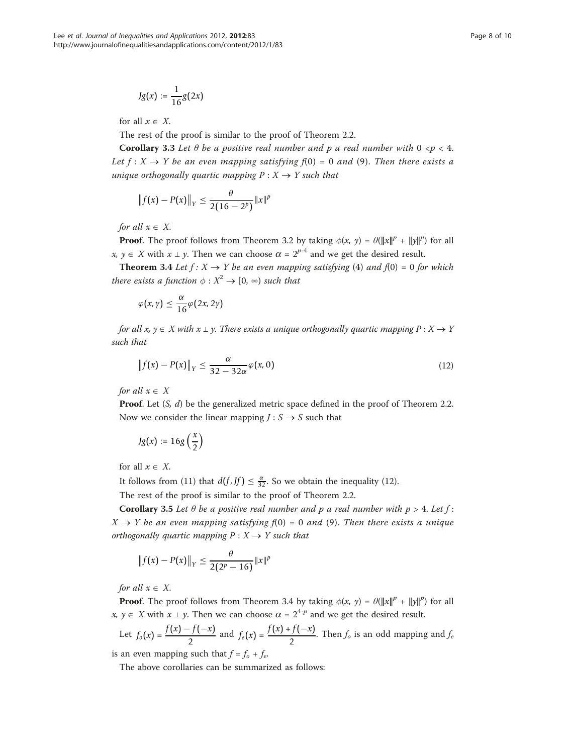$$Jg(x) := \frac{1}{16}g(2x)$$

for all $x \in X$.

The rest of the proof is similar to the proof of Theorem 2.2.

**Corollary 3.3** *Let $\theta$ be a positive real number and $p$ a real number with $0 < p < 4$. Let $f : X \to Y$ be an even mapping satisfying $f(0) = 0$ and (9). Then there exists a unique orthogonally quartic mapping $P : X \to Y$ such that*

$$\|f(x) - P(x)\|_Y \leq \frac{\theta}{2(16 - 2^p)}\|x\|^p$$

*for all $x \in X$.*

**Proof**. The proof follows from Theorem 3.2 by taking $\phi(x, y) = \theta(\|x\|^p + \|y\|^p)$ for all $x, y \in X$ with $x \perp y$. Then we can choose $\alpha = 2^{p-4}$ and we get the desired result.

**Theorem 3.4** *Let $f : X \to Y$ be an even mapping satisfying (4) and $f(0) = 0$ for which there exists a function $\phi : X^2 \to [0, \infty)$ such that*

$$\varphi(x, y) \leq \frac{\alpha}{16}\varphi(2x, 2y)$$

*for all $x, y \in X$ with $x \perp y$. There exists a unique orthogonally quartic mapping $P : X \to Y$ such that*

$$\|f(x) - P(x)\|_Y \leq \frac{\alpha}{32 - 32\alpha}\varphi(x, 0) \tag{12}$$

*for all $x \in X$*

**Proof**. Let $(S, d)$ be the generalized metric space defined in the proof of Theorem 2.2. Now we consider the linear mapping $J : S \to S$ such that

$$Jg(x) := 16g\left(\frac{x}{2}\right)$$

for all $x \in X$.

It follows from (11) that $d(f, Jf) \leq \frac{\alpha}{32}$. So we obtain the inequality (12).

The rest of the proof is similar to the proof of Theorem 2.2.

**Corollary 3.5** *Let $\theta$ be a positive real number and $p$ a real number with $p > 4$. Let $f : X \to Y$ be an even mapping satisfying $f(0) = 0$ and (9). Then there exists a unique orthogonally quartic mapping $P : X \to Y$ such that*

$$\|f(x) - P(x)\|_Y \leq \frac{\theta}{2(2^p - 16)}\|x\|^p$$

*for all $x \in X$.*

**Proof**. The proof follows from Theorem 3.4 by taking $\phi(x, y) = \theta(\|x\|^p + \|y\|^p)$ for all $x, y \in X$ with $x \perp y$. Then we can choose $\alpha = 2^{4-p}$ and we get the desired result.

Let $f_o(x) = \dfrac{f(x) - f(-x)}{2}$ and $f_e(x) = \dfrac{f(x) + f(-x)}{2}$. Then $f_o$ is an odd mapping and $f_e$ is an even mapping such that $f = f_o + f_e$.

The above corollaries can be summarized as follows: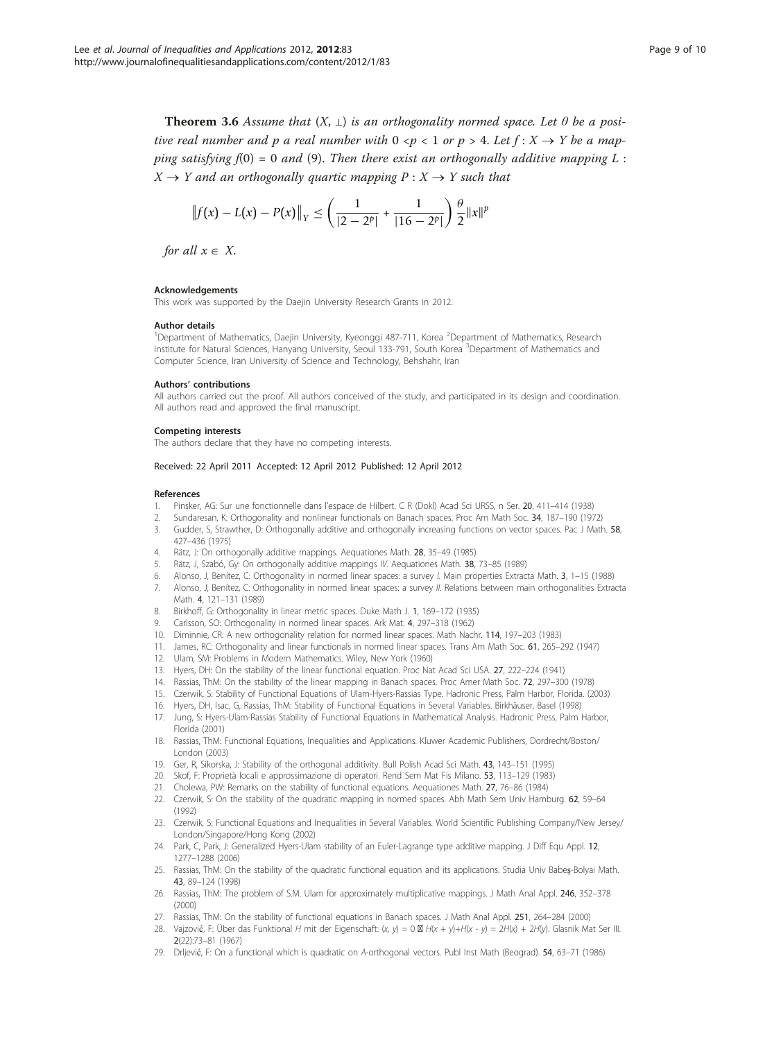**Theorem 3.6** *Assume that* $(X, \perp)$ *is an orthogonality normed space. Let* $\theta$ *be a positive real number and* $p$ *a real number with* $0 < p < 1$ *or* $p > 4$*. Let* $f : X \to Y$ *be a mapping satisfying* $f(0) = 0$ *and* (9). *Then there exist an orthogonally additive mapping* $L : X \to Y$ *and an orthogonally quartic mapping* $P : X \to Y$ *such that*

$$\left\| f(x) - L(x) - P(x) \right\|_Y \leq \left( \frac{1}{|2 - 2^p|} + \frac{1}{|16 - 2^p|} \right) \frac{\theta}{2} \|x\|^p$$

*for all* $x \in X$.

#### Acknowledgements

This work was supported by the Daejin University Research Grants in 2012.

#### Author details

[1]Department of Mathematics, Daejin University, Kyeonggi 487-711, Korea [2]Department of Mathematics, Research Institute for Natural Sciences, Hanyang University, Seoul 133-791, South Korea [3]Department of Mathematics and Computer Science, Iran University of Science and Technology, Behshahr, Iran

#### Authors' contributions

All authors carried out the proof. All authors conceived of the study, and participated in its design and coordination. All authors read and approved the final manuscript.

#### Competing interests

The authors declare that they have no competing interests.

Received: 22 April 2011 Accepted: 12 April 2012 Published: 12 April 2012

#### References

1. Pinsker, AG: Sur une fonctionnelle dans l'espace de Hilbert. C R (Dokl) Acad Sci URSS, n Ser. **20**, 411–414 (1938)
2. Sundaresan, K: Orthogonality and nonlinear functionals on Banach spaces. Proc Am Math Soc. **34**, 187–190 (1972)
3. Gudder, S, Strawther, D: Orthogonally additive and orthogonally increasing functions on vector spaces. Pac J Math. **58**, 427–436 (1975)
4. Rätz, J: On orthogonally additive mappings. Aequationes Math. **28**, 35–49 (1985)
5. Rätz, J, Szabó, Gy: On orthogonally additive mappings IV. Aequationes Math. **38**, 73–85 (1989)
6. Alonso, J, Benítez, C: Orthogonality in normed linear spaces: a survey I. Main properties Extracta Math. **3**, 1–15 (1988)
7. Alonso, J, Benítez, C: Orthogonality in normed linear spaces: a survey II. Relations between main orthogonalities Extracta Math. **4**, 121–131 (1989)
8. Birkhoff, G: Orthogonality in linear metric spaces. Duke Math J. **1**, 169–172 (1935)
9. Carlsson, SO: Orthogonality in normed linear spaces. Ark Mat. **4**, 297–318 (1962)
10. Diminnie, CR: A new orthogonality relation for normed linear spaces. Math Nachr. **114**, 197–203 (1983)
11. James, RC: Orthogonality and linear functionals in normed linear spaces. Trans Am Math Soc. **61**, 265–292 (1947)
12. Ulam, SM: Problems in Modern Mathematics. Wiley, New York (1960)
13. Hyers, DH: On the stability of the linear functional equation. Proc Nat Acad Sci USA. **27**, 222–224 (1941)
14. Rassias, ThM: On the stability of the linear mapping in Banach spaces. Proc Amer Math Soc. **72**, 297–300 (1978)
15. Czerwik, S: Stability of Functional Equations of Ulam-Hyers-Rassias Type. Hadronic Press, Palm Harbor, Florida. (2003)
16. Hyers, DH, Isac, G, Rassias, ThM: Stability of Functional Equations in Several Variables. Birkhäuser, Basel (1998)
17. Jung, S: Hyers-Ulam-Rassias Stability of Functional Equations in Mathematical Analysis. Hadronic Press, Palm Harbor, Florida (2001)
18. Rassias, ThM: Functional Equations, Inequalities and Applications. Kluwer Academic Publishers, Dordrecht/Boston/London (2003)
19. Ger, R, Sikorska, J: Stability of the orthogonal additivity. Bull Polish Acad Sci Math. **43**, 143–151 (1995)
20. Skof, F: Proprietà locali e approssimazione di operatori. Rend Sem Mat Fis Milano. **53**, 113–129 (1983)
21. Cholewa, PW: Remarks on the stability of functional equations. Aequationes Math. **27**, 76–86 (1984)
22. Czerwik, S: On the stability of the quadratic mapping in normed spaces. Abh Math Sem Univ Hamburg. **62**, 59–64 (1992)
23. Czerwik, S: Functional Equations and Inequalities in Several Variables. World Scientific Publishing Company/New Jersey/London/Singapore/Hong Kong (2002)
24. Park, C, Park, J: Generalized Hyers-Ulam stability of an Euler-Lagrange type additive mapping. J Diff Equ Appl. **12**, 1277–1288 (2006)
25. Rassias, ThM: On the stability of the quadratic functional equation and its applications. Studia Univ Babeş-Bolyai Math. **43**, 89–124 (1998)
26. Rassias, ThM: The problem of S.M. Ulam for approximately multiplicative mappings. J Math Anal Appl. **246**, 352–378 (2000)
27. Rassias, ThM: On the stability of functional equations in Banach spaces. J Math Anal Appl. **251**, 264–284 (2000)
28. Vajzović, F: Über das Funktional $H$ mit der Eigenschaft: $(x, y) = 0 \Rightarrow H(x + y) + H(x - y) = 2H(x) + 2H(y)$. Glasnik Mat Ser III. **2**(22):73–81 (1967)
29. Drljević, F: On a functional which is quadratic on A-orthogonal vectors. Publ Inst Math (Beograd). **54**, 63–71 (1986)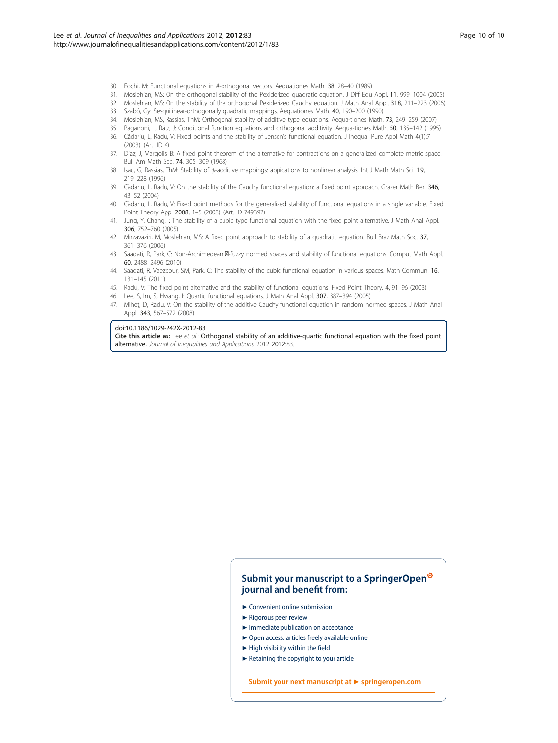30. Fochi, M: Functional equations in *A*-orthogonal vectors. Aequationes Math. **38**, 28–40 (1989)
31. Moslehian, MS: On the orthogonal stability of the Pexiderized quadratic equation. J Diff Equ Appl. **11**, 999–1004 (2005)
32. Moslehian, MS: On the stability of the orthogonal Pexiderized Cauchy equation. J Math Anal Appl. **318**, 211–223 (2006)
33. Szabó, Gy: Sesquilinear-orthogonally quadratic mappings. Aequationes Math. **40**, 190–200 (1990)
34. Moslehian, MS, Rassias, ThM: Orthogonal stability of additive type equations. Aequa-tiones Math. **73**, 249–259 (2007)
35. Paganoni, L, Rätz, J: Conditional function equations and orthogonal additivity. Aequa-tiones Math. **50**, 135–142 (1995)
36. Cădariu, L, Radu, V: Fixed points and the stability of Jensen's functional equation. J Inequal Pure Appl Math **4**(1):7 (2003). (Art. ID 4)
37. Diaz, J, Margolis, B: A fixed point theorem of the alternative for contractions on a generalized complete metric space. Bull Am Math Soc. **74**, 305–309 (1968)
38. Isac, G, Rassias, ThM: Stability of $\psi$-additive mappings: appications to nonlinear analysis. Int J Math Math Sci. **19**, 219–228 (1996)
39. Cădariu, L, Radu, V: On the stability of the Cauchy functional equation: a fixed point approach. Grazer Math Ber. **346**, 43–52 (2004)
40. Cădariu, L, Radu, V: Fixed point methods for the generalized stability of functional equations in a single variable. Fixed Point Theory Appl **2008**, 1–5 (2008). (Art. ID 749392)
41. Jung, Y, Chang, I: The stability of a cubic type functional equation with the fixed point alternative. J Math Anal Appl. **306**, 752–760 (2005)
42. Mirzavaziri, M, Moslehian, MS: A fixed point approach to stability of a quadratic equation. Bull Braz Math Soc. **37**, 361–376 (2006)
43. Saadati, R, Park, C: Non-Archimedean ℒ-fuzzy normed spaces and stability of functional equations. Comput Math Appl. **60**, 2488–2496 (2010)
44. Saadati, R, Vaezpour, SM, Park, C: The stability of the cubic functional equation in various spaces. Math Commun. **16**, 131–145 (2011)
45. Radu, V: The fixed point alternative and the stability of functional equations. Fixed Point Theory. **4**, 91–96 (2003)
46. Lee, S, Im, S, Hwang, I: Quartic functional equations. J Math Anal Appl. **307**, 387–394 (2005)
47. Miheţ, D, Radu, V: On the stability of the additive Cauchy functional equation in random normed spaces. J Math Anal Appl. **343**, 567–572 (2008)

doi:10.1186/1029-242X-2012-83

**Cite this article as:** Lee *et al.*: Orthogonal stability of an additive-quartic functional equation with the fixed point alternative. *Journal of Inequalities and Applications* 2012 **2012**:83.

**Submit your manuscript to a SpringerOpen journal and benefit from:**

- ► Convenient online submission
- ► Rigorous peer review
- ► Immediate publication on acceptance
- ► Open access: articles freely available online
- ► High visibility within the field
- ► Retaining the copyright to your article

**Submit your next manuscript at ► springeropen.com**